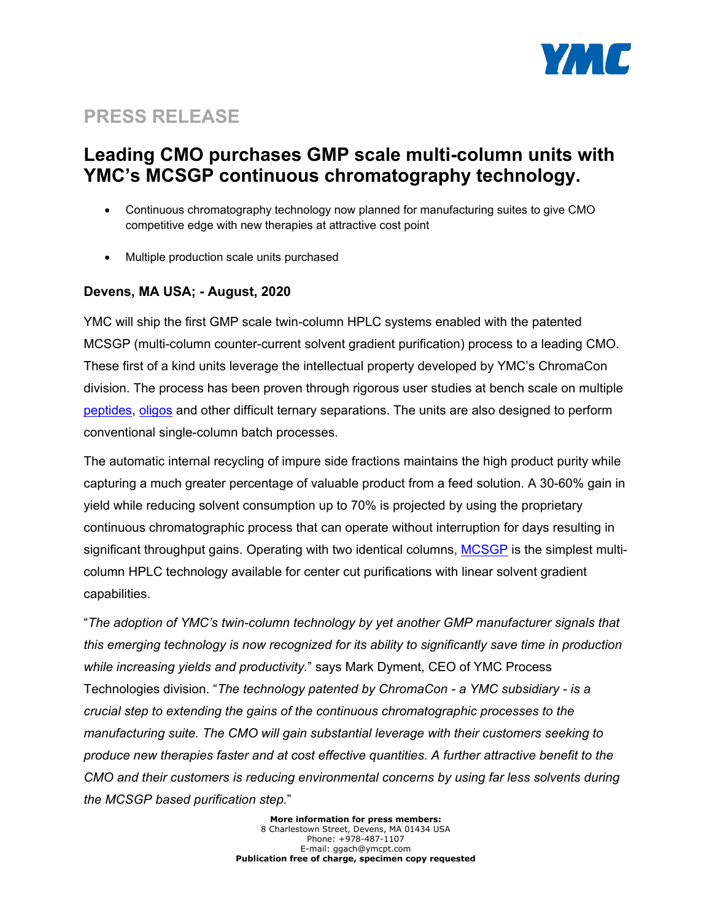PRESS RELEASE

# Leading CMO purchases GMP scale multi-column units with YMC's MCSGP continuous chromatography technology.

- Continuous chromatography technology now planned for manufacturing suites to give CMO competitive edge with new therapies at attractive cost point
- Multiple production scale units purchased

**Devens, MA USA; - August, 2020**

YMC will ship the first GMP scale twin-column HPLC systems enabled with the patented MCSGP (multi-column counter-current solvent gradient purification) process to a leading CMO. These first of a kind units leverage the intellectual property developed by YMC's ChromaCon division. The process has been proven through rigorous user studies at bench scale on multiple peptides, oligos and other difficult ternary separations. The units are also designed to perform conventional single-column batch processes.

The automatic internal recycling of impure side fractions maintains the high product purity while capturing a much greater percentage of valuable product from a feed solution. A 30-60% gain in yield while reducing solvent consumption up to 70% is projected by using the proprietary continuous chromatographic process that can operate without interruption for days resulting in significant throughput gains. Operating with two identical columns, MCSGP is the simplest multi-column HPLC technology available for center cut purifications with linear solvent gradient capabilities.

"*The adoption of YMC's twin-column technology by yet another GMP manufacturer signals that this emerging technology is now recognized for its ability to significantly save time in production while increasing yields and productivity.*" says Mark Dyment, CEO of YMC Process Technologies division. "*The technology patented by ChromaCon - a YMC subsidiary - is a crucial step to extending the gains of the continuous chromatographic processes to the manufacturing suite. The CMO will gain substantial leverage with their customers seeking to produce new therapies faster and at cost effective quantities. A further attractive benefit to the CMO and their customers is reducing environmental concerns by using far less solvents during the MCSGP based purification step.*"

**More information for press members:**
8 Charlestown Street, Devens, MA 01434 USA
Phone: +978-487-1107
E-mail: ggach@ymcpt.com
**Publication free of charge, specimen copy requested**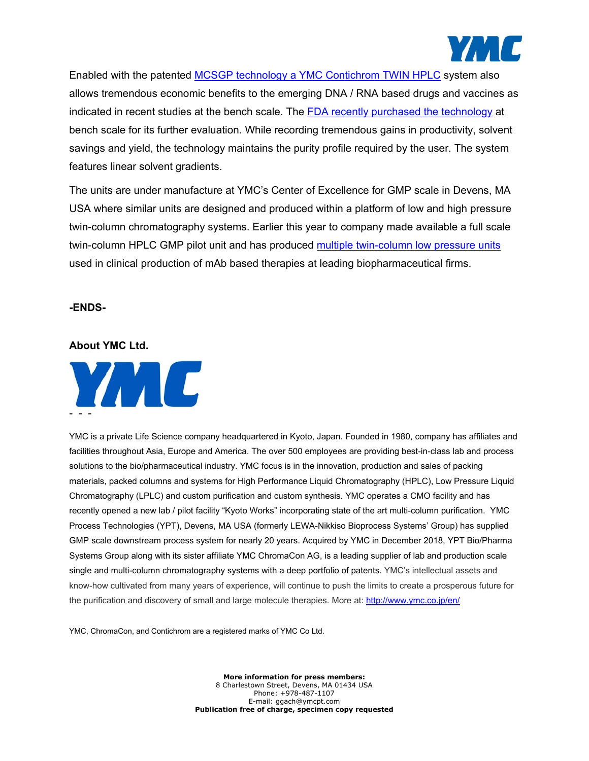Enabled with the patented MCSGP technology a YMC Contichrom TWIN HPLC system also allows tremendous economic benefits to the emerging DNA / RNA based drugs and vaccines as indicated in recent studies at the bench scale. The FDA recently purchased the technology at bench scale for its further evaluation. While recording tremendous gains in productivity, solvent savings and yield, the technology maintains the purity profile required by the user. The system features linear solvent gradients.

The units are under manufacture at YMC's Center of Excellence for GMP scale in Devens, MA USA where similar units are designed and produced within a platform of low and high pressure twin-column chromatography systems. Earlier this year to company made available a full scale twin-column HPLC GMP pilot unit and has produced multiple twin-column low pressure units used in clinical production of mAb based therapies at leading biopharmaceutical firms.

**-ENDS-**

**About YMC Ltd.**

YMC is a private Life Science company headquartered in Kyoto, Japan. Founded in 1980, company has affiliates and facilities throughout Asia, Europe and America. The over 500 employees are providing best-in-class lab and process solutions to the bio/pharmaceutical industry. YMC focus is in the innovation, production and sales of packing materials, packed columns and systems for High Performance Liquid Chromatography (HPLC), Low Pressure Liquid Chromatography (LPLC) and custom purification and custom synthesis. YMC operates a CMO facility and has recently opened a new lab / pilot facility "Kyoto Works" incorporating state of the art multi-column purification. YMC Process Technologies (YPT), Devens, MA USA (formerly LEWA-Nikkiso Bioprocess Systems' Group) has supplied GMP scale downstream process system for nearly 20 years. Acquired by YMC in December 2018, YPT Bio/Pharma Systems Group along with its sister affiliate YMC ChromaCon AG, is a leading supplier of lab and production scale single and multi-column chromatography systems with a deep portfolio of patents. YMC's intellectual assets and know-how cultivated from many years of experience, will continue to push the limits to create a prosperous future for the purification and discovery of small and large molecule therapies. More at: http://www.ymc.co.jp/en/

YMC, ChromaCon, and Contichrom are a registered marks of YMC Co Ltd.

**More information for press members:**
8 Charlestown Street, Devens, MA 01434 USA
Phone: +978-487-1107
E-mail: ggach@ymcpt.com
**Publication free of charge, specimen copy requested**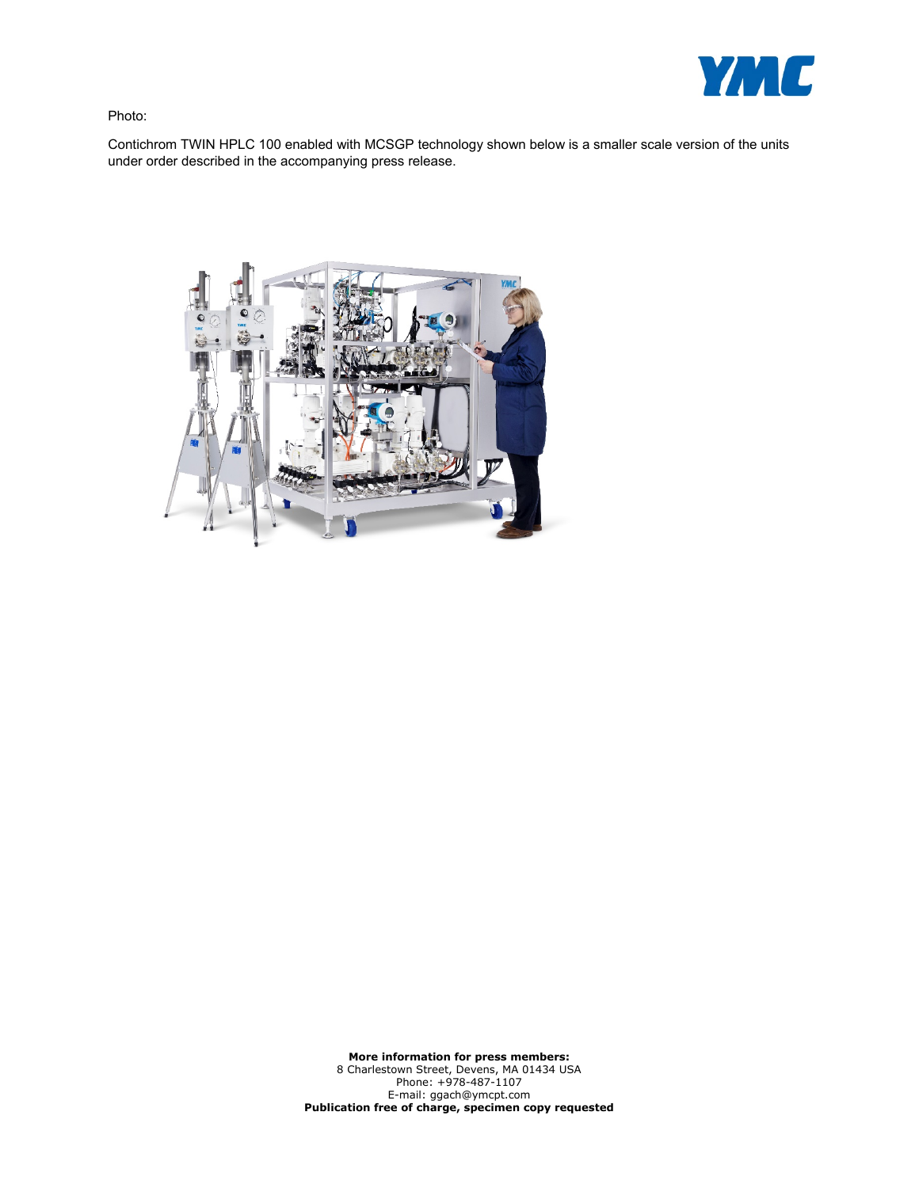Photo:

Contichrom TWIN HPLC 100 enabled with MCSGP technology shown below is a smaller scale version of the units under order described in the accompanying press release.

**More information for press members:**
8 Charlestown Street, Devens, MA 01434 USA
Phone: +978-487-1107
E-mail: ggach@ymcpt.com
**Publication free of charge, specimen copy requested**